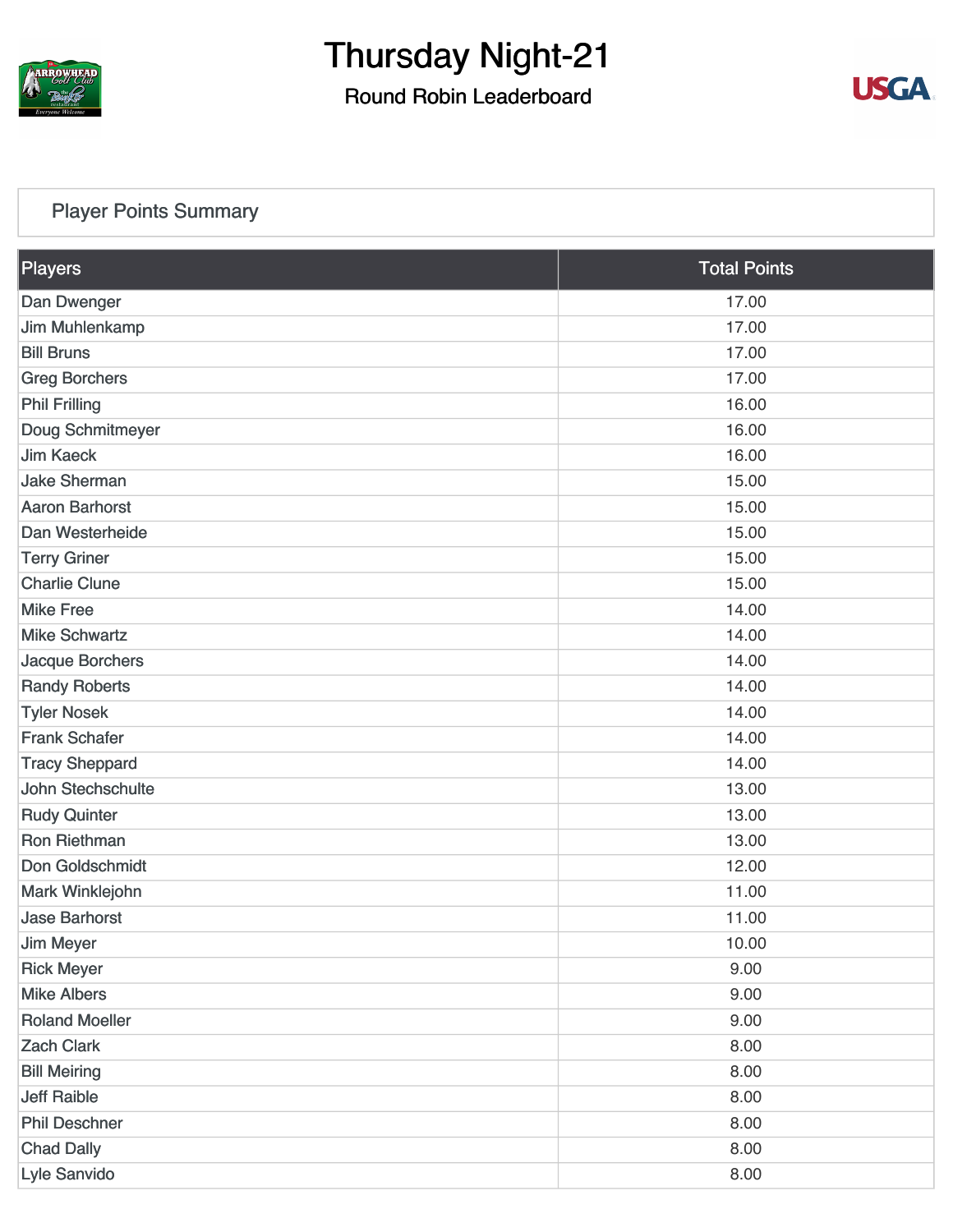# Thursday Night-21

## Round Robin Leaderboard

### Player Points Summary

| Players | Total Points |
| --- | --- |
| Dan Dwenger | 17.00 |
| Jim Muhlenkamp | 17.00 |
| Bill Bruns | 17.00 |
| Greg Borchers | 17.00 |
| Phil Frilling | 16.00 |
| Doug Schmitmeyer | 16.00 |
| Jim Kaeck | 16.00 |
| Jake Sherman | 15.00 |
| Aaron Barhorst | 15.00 |
| Dan Westerheide | 15.00 |
| Terry Griner | 15.00 |
| Charlie Clune | 15.00 |
| Mike Free | 14.00 |
| Mike Schwartz | 14.00 |
| Jacque Borchers | 14.00 |
| Randy Roberts | 14.00 |
| Tyler Nosek | 14.00 |
| Frank Schafer | 14.00 |
| Tracy Sheppard | 14.00 |
| John Stechschulte | 13.00 |
| Rudy Quinter | 13.00 |
| Ron Riethman | 13.00 |
| Don Goldschmidt | 12.00 |
| Mark Winklejohn | 11.00 |
| Jase Barhorst | 11.00 |
| Jim Meyer | 10.00 |
| Rick Meyer | 9.00 |
| Mike Albers | 9.00 |
| Roland Moeller | 9.00 |
| Zach Clark | 8.00 |
| Bill Meiring | 8.00 |
| Jeff Raible | 8.00 |
| Phil Deschner | 8.00 |
| Chad Dally | 8.00 |
| Lyle Sanvido | 8.00 |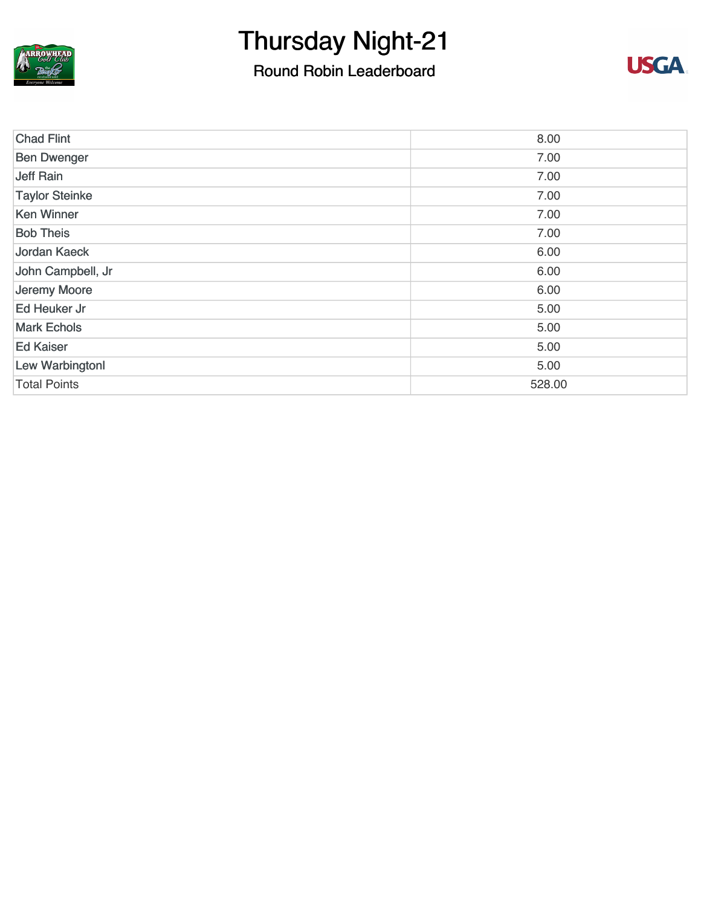# Thursday Night-21

## Round Robin Leaderboard

| | |
|---|---|
| Chad Flint | 8.00 |
| Ben Dwenger | 7.00 |
| Jeff Rain | 7.00 |
| Taylor Steinke | 7.00 |
| Ken Winner | 7.00 |
| Bob Theis | 7.00 |
| Jordan Kaeck | 6.00 |
| John Campbell, Jr | 6.00 |
| Jeremy Moore | 6.00 |
| Ed Heuker Jr | 5.00 |
| Mark Echols | 5.00 |
| Ed Kaiser | 5.00 |
| Lew Warbingtonl | 5.00 |
| Total Points | 528.00 |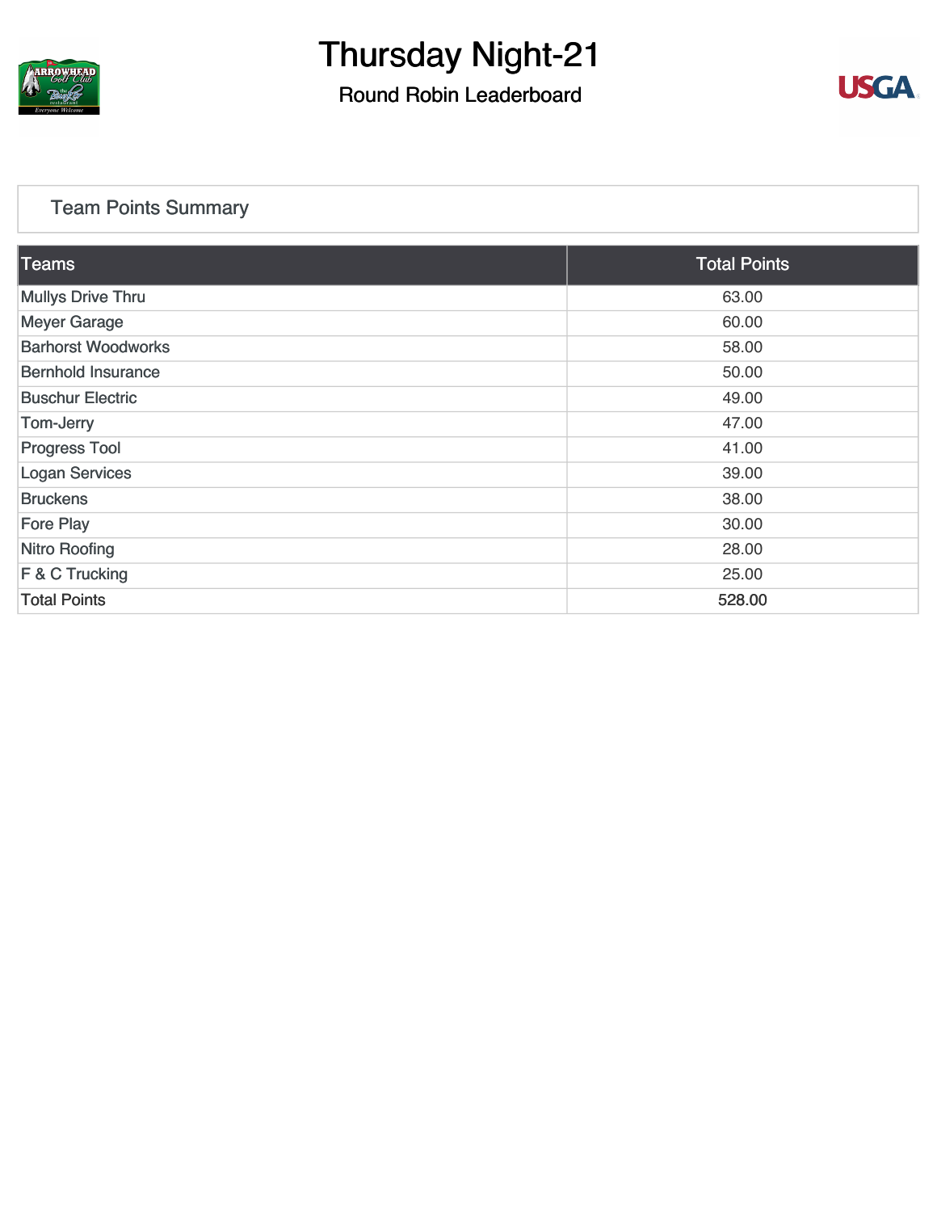# Thursday Night-21

## Round Robin Leaderboard

### Team Points Summary

| Teams | Total Points |
|---|---|
| Mullys Drive Thru | 63.00 |
| Meyer Garage | 60.00 |
| Barhorst Woodworks | 58.00 |
| Bernhold Insurance | 50.00 |
| Buschur Electric | 49.00 |
| Tom-Jerry | 47.00 |
| Progress Tool | 41.00 |
| Logan Services | 39.00 |
| Bruckens | 38.00 |
| Fore Play | 30.00 |
| Nitro Roofing | 28.00 |
| F & C Trucking | 25.00 |
| Total Points | 528.00 |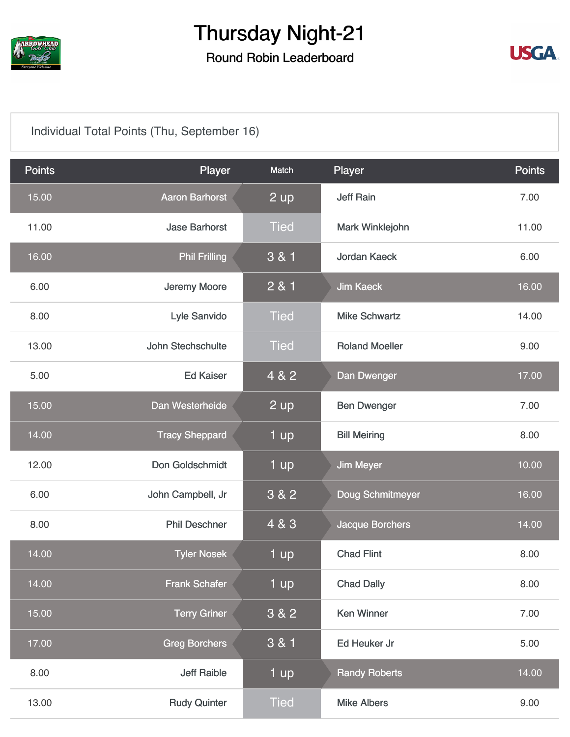# Thursday Night-21

## Round Robin Leaderboard

Individual Total Points (Thu, September 16)

| Points | Player | Match | Player | Points |
|---|---|---|---|---|
| 15.00 | Aaron Barhorst | 2 up | Jeff Rain | 7.00 |
| 11.00 | Jase Barhorst | Tied | Mark Winklejohn | 11.00 |
| 16.00 | Phil Frilling | 3 & 1 | Jordan Kaeck | 6.00 |
| 6.00 | Jeremy Moore | 2 & 1 | Jim Kaeck | 16.00 |
| 8.00 | Lyle Sanvido | Tied | Mike Schwartz | 14.00 |
| 13.00 | John Stechschulte | Tied | Roland Moeller | 9.00 |
| 5.00 | Ed Kaiser | 4 & 2 | Dan Dwenger | 17.00 |
| 15.00 | Dan Westerheide | 2 up | Ben Dwenger | 7.00 |
| 14.00 | Tracy Sheppard | 1 up | Bill Meiring | 8.00 |
| 12.00 | Don Goldschmidt | 1 up | Jim Meyer | 10.00 |
| 6.00 | John Campbell, Jr | 3 & 2 | Doug Schmitmeyer | 16.00 |
| 8.00 | Phil Deschner | 4 & 3 | Jacque Borchers | 14.00 |
| 14.00 | Tyler Nosek | 1 up | Chad Flint | 8.00 |
| 14.00 | Frank Schafer | 1 up | Chad Dally | 8.00 |
| 15.00 | Terry Griner | 3 & 2 | Ken Winner | 7.00 |
| 17.00 | Greg Borchers | 3 & 1 | Ed Heuker Jr | 5.00 |
| 8.00 | Jeff Raible | 1 up | Randy Roberts | 14.00 |
| 13.00 | Rudy Quinter | Tied | Mike Albers | 9.00 |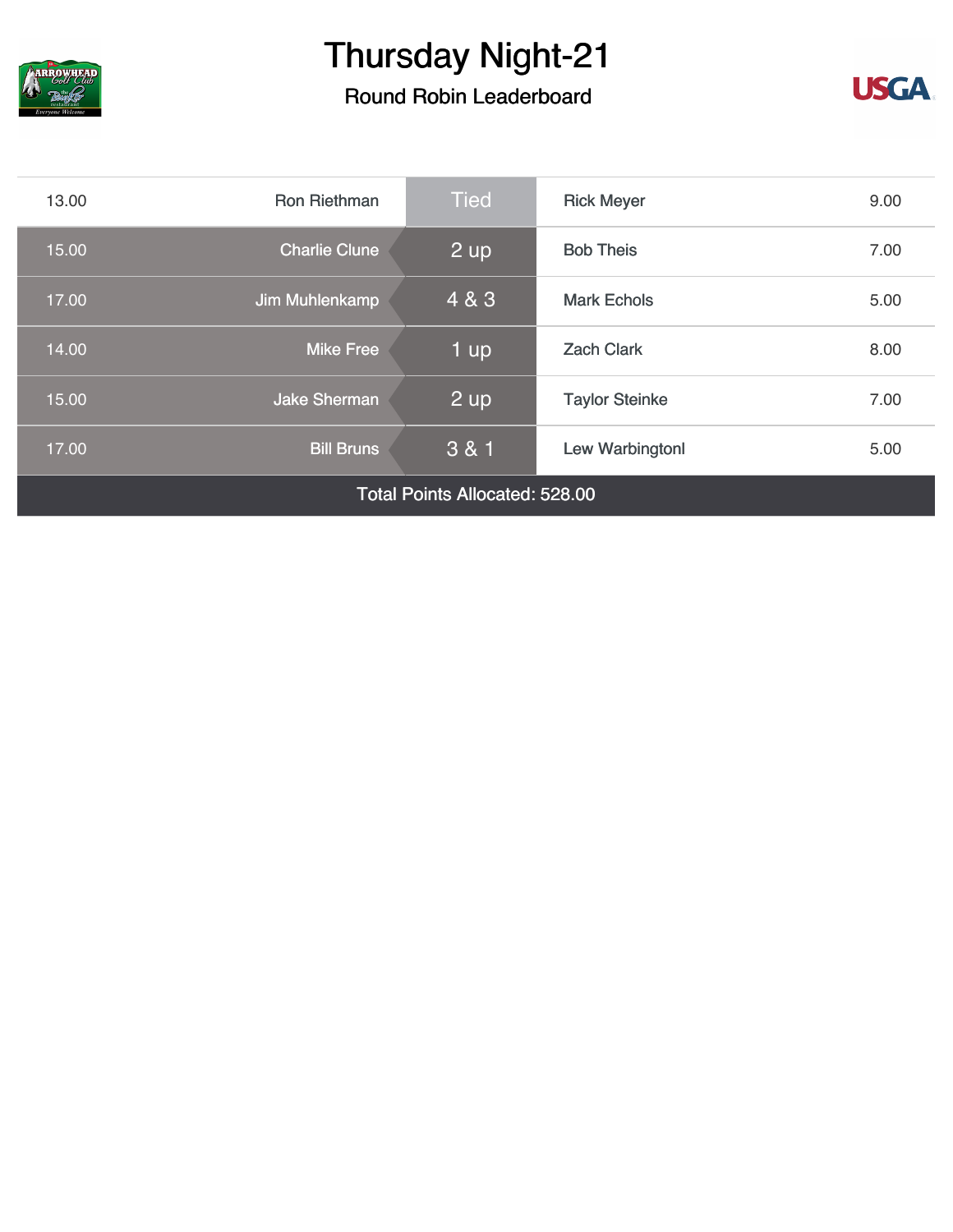# Thursday Night-21

## Round Robin Leaderboard

| Points | Player | Result | Player | Points |
| --- | --- | --- | --- | --- |
| 13.00 | Ron Riethman | Tied | Rick Meyer | 9.00 |
| 15.00 | Charlie Clune | 2 up | Bob Theis | 7.00 |
| 17.00 | Jim Muhlenkamp | 4 & 3 | Mark Echols | 5.00 |
| 14.00 | Mike Free | 1 up | Zach Clark | 8.00 |
| 15.00 | Jake Sherman | 2 up | Taylor Steinke | 7.00 |
| 17.00 | Bill Bruns | 3 & 1 | Lew Warbingtonl | 5.00 |

Total Points Allocated: 528.00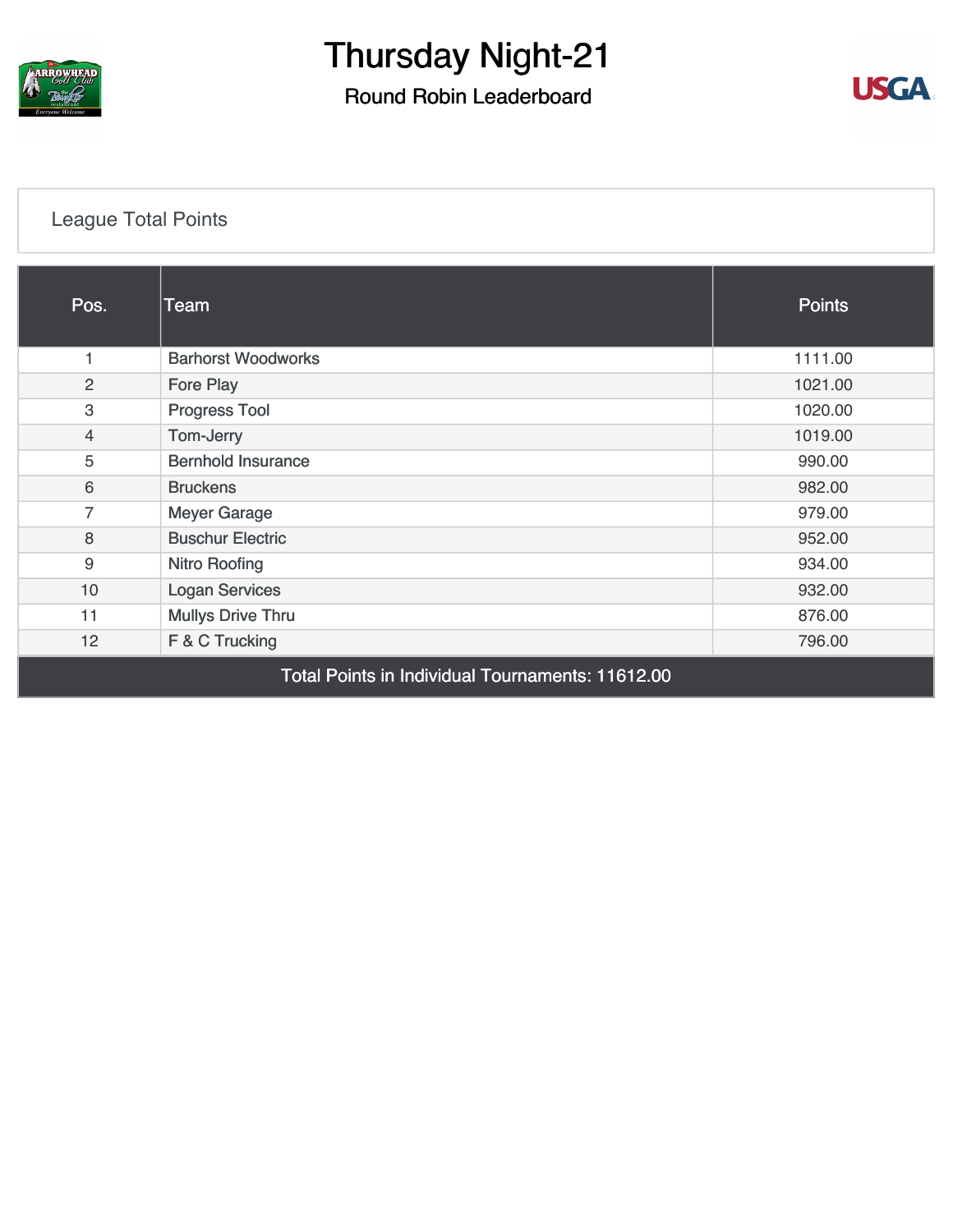# Thursday Night-21

## Round Robin Leaderboard

League Total Points

| Pos. | Team | Points |
|---|---|---|
| 1 | Barhorst Woodworks | 1111.00 |
| 2 | Fore Play | 1021.00 |
| 3 | Progress Tool | 1020.00 |
| 4 | Tom-Jerry | 1019.00 |
| 5 | Bernhold Insurance | 990.00 |
| 6 | Bruckens | 982.00 |
| 7 | Meyer Garage | 979.00 |
| 8 | Buschur Electric | 952.00 |
| 9 | Nitro Roofing | 934.00 |
| 10 | Logan Services | 932.00 |
| 11 | Mullys Drive Thru | 876.00 |
| 12 | F & C Trucking | 796.00 |
| Total Points in Individual Tournaments: 11612.00 | | |